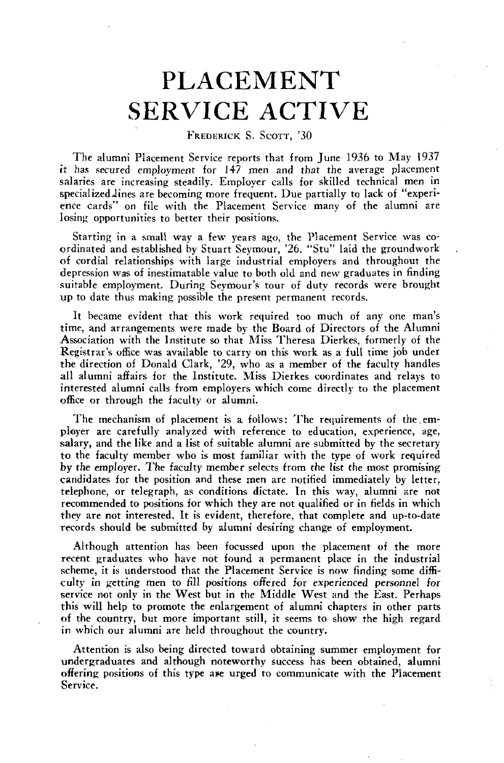# PLACEMENT SERVICE ACTIVE

FREDERICK S. SCOTT, '30

The alumni Placement Service reports that from June 1936 to May 1937 it has secured employment for 147 men and that the average placement salaries are increasing steadily. Employer calls for skilled technical men in specialized lines are becoming more frequent. Due partially to lack of "experience cards" on file with the Placement Service many of the alumni are losing opportunities to better their positions.

Starting in a small way a few years ago, the Placement Service was coordinated and established by Stuart Seymour, '26. "Stu" laid the groundwork of cordial relationships with large industrial employers and throughout the depression was of inestimatable value to both old and new graduates in finding suitable employment. During Seymour's tour of duty records were brought up to date thus making possible the present permanent records.

It became evident that this work required too much of any one man's time, and arrangements were made by the Board of Directors of the Alumni Association with the Institute so that Miss Theresa Dierkes, formerly of the Registrar's office was available to carry on this work as a full time job under the direction of Donald Clark, '29, who as a member of the faculty handles all alumni affairs for the Institute. Miss Dierkes coordinates and relays to interested alumni calls from employers which come directly to the placement office or through the faculty or alumni.

The mechanism of placement is a follows: The requirements of the employer are carefully analyzed with reference to education, experience, age, salary, and the like and a list of suitable alumni are submitted by the secretary to the faculty member who is most familiar with the type of work required by the employer. The faculty member selects from the list the most promising candidates for the position and these men are notified immediately by letter, telephone, or telegraph, as conditions dictate. In this way, alumni are not recommended to positions for which they are not qualified or in fields in which they are not interested. It is evident, therefore, that complete and up-to-date records should be submitted by alumni desiring change of employment.

Although attention has been focussed upon the placement of the more recent graduates who have not found a permanent place in the industrial scheme, it is understood that the Placement Service is now finding some difficulty in getting men to fill positions offered for experienced personnel for service not only in the West but in the Middle West and the East. Perhaps this will help to promote the enlargement of alumni chapters in other parts of the country, but more important still, it seems to show the high regard in which our alumni are held throughout the country.

Attention is also being directed toward obtaining summer employment for undergraduates and although noteworthy success has been obtained, alumni offering positions of this type are urged to communicate with the Placement Service.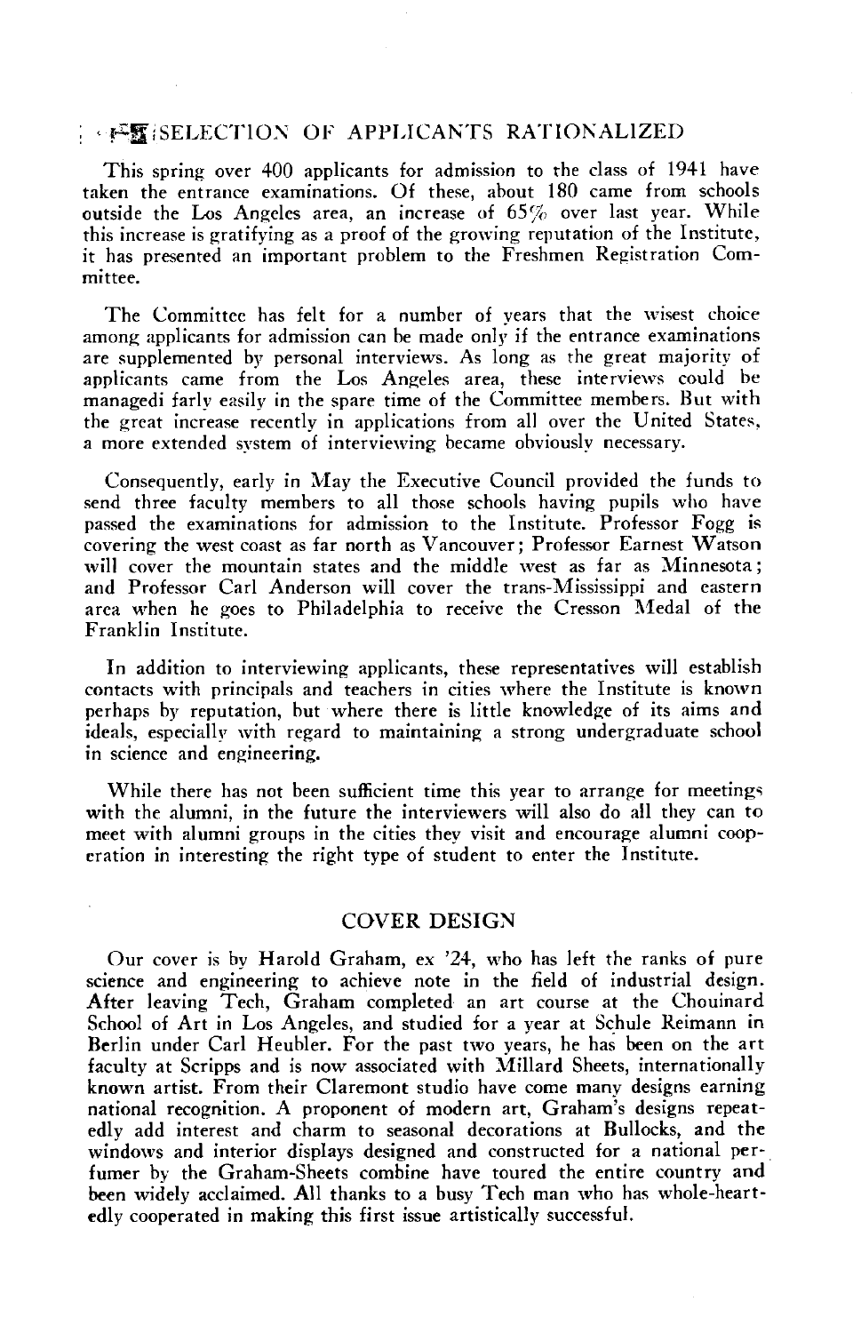## SELECTION OF APPLICANTS RATIONALIZED

This spring over 400 applicants for admission to the class of 1941 have taken the entrance examinations. Of these, about 180 came from schools outside the Los Angeles area, an increase of 65% over last year. While this increase is gratifying as a proof of the growing reputation of the Institute, it has presented an important problem to the Freshmen Registration Committee.

The Committee has felt for a number of years that the wisest choice among applicants for admission can be made only if the entrance examinations are supplemented by personal interviews. As long as the great majority of applicants came from the Los Angeles area, these interviews could be managedi farly easily in the spare time of the Committee members. But with the great increase recently in applications from all over the United States, a more extended system of interviewing became obviously necessary.

Consequently, early in May the Executive Council provided the funds to send three faculty members to all those schools having pupils who have passed the examinations for admission to the Institute. Professor Fogg is covering the west coast as far north as Vancouver; Professor Earnest Watson will cover the mountain states and the middle west as far as Minnesota; and Professor Carl Anderson will cover the trans-Mississippi and eastern area when he goes to Philadelphia to receive the Cresson Medal of the Franklin Institute.

In addition to interviewing applicants, these representatives will establish contacts with principals and teachers in cities where the Institute is known perhaps by reputation, but where there is little knowledge of its aims and ideals, especially with regard to maintaining a strong undergraduate school in science and engineering.

While there has not been sufficient time this year to arrange for meetings with the alumni, in the future the interviewers will also do all they can to meet with alumni groups in the cities they visit and encourage alumni cooperation in interesting the right type of student to enter the Institute.

## COVER DESIGN

Our cover is by Harold Graham, ex '24, who has left the ranks of pure science and engineering to achieve note in the field of industrial design. After leaving Tech, Graham completed an art course at the Chouinard School of Art in Los Angeles, and studied for a year at Schule Reimann in Berlin under Carl Heubler. For the past two years, he has been on the art faculty at Scripps and is now associated with Millard Sheets, internationally known artist. From their Claremont studio have come many designs earning national recognition. A proponent of modern art, Graham's designs repeatedly add interest and charm to seasonal decorations at Bullocks, and the windows and interior displays designed and constructed for a national perfumer by the Graham-Sheets combine have toured the entire country and been widely acclaimed. All thanks to a busy Tech man who has whole-heartedly cooperated in making this first issue artistically successful.